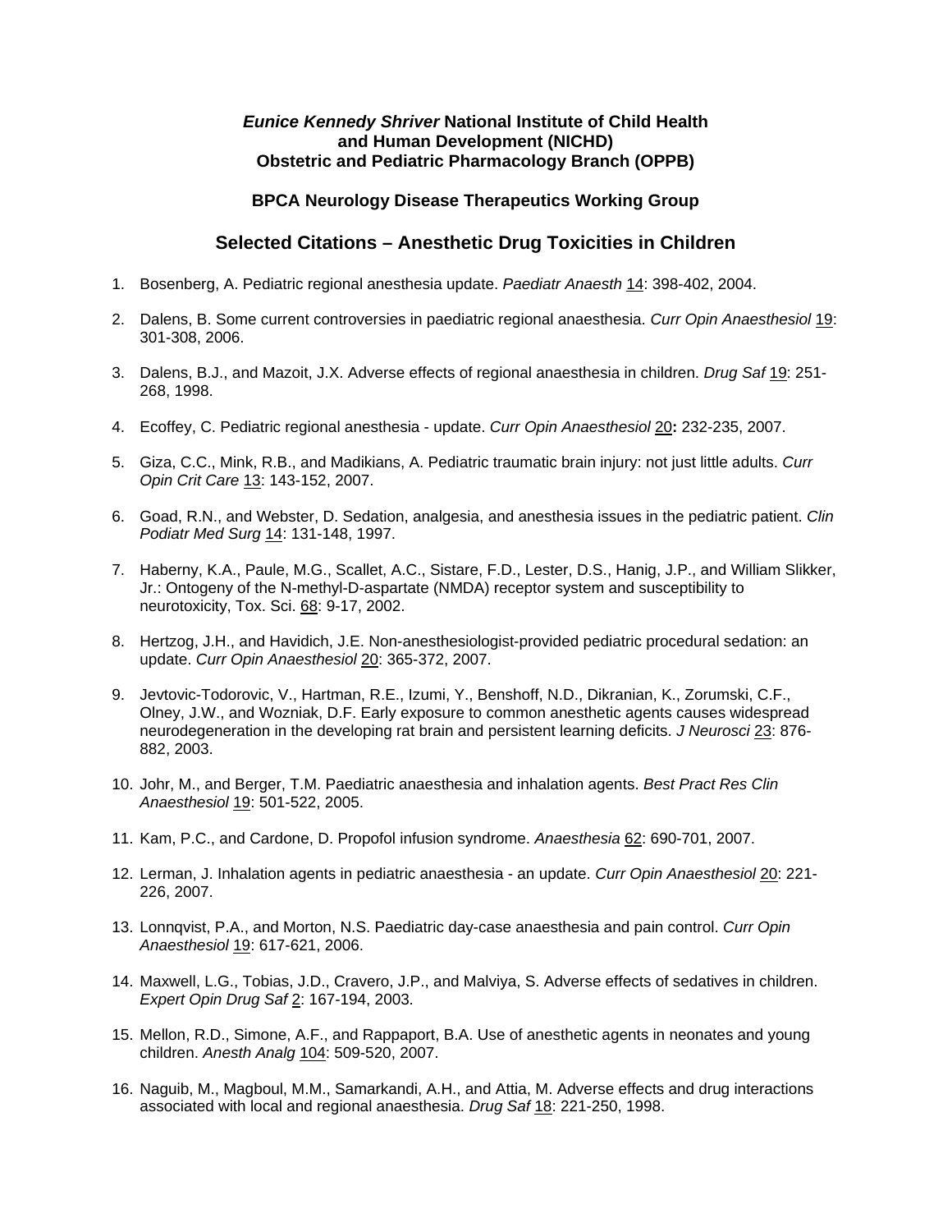**_Eunice Kennedy Shriver_ National Institute of Child Health and Human Development (NICHD)**
**Obstetric and Pediatric Pharmacology Branch (OPPB)**

**BPCA Neurology Disease Therapeutics Working Group**

## Selected Citations – Anesthetic Drug Toxicities in Children

1. Bosenberg, A. Pediatric regional anesthesia update. *Paediatr Anaesth* 14: 398-402, 2004.

2. Dalens, B. Some current controversies in paediatric regional anaesthesia. *Curr Opin Anaesthesiol* 19: 301-308, 2006.

3. Dalens, B.J., and Mazoit, J.X. Adverse effects of regional anaesthesia in children. *Drug Saf* 19: 251-268, 1998.

4. Ecoffey, C. Pediatric regional anesthesia - update. *Curr Opin Anaesthesiol* 20**:** 232-235, 2007.

5. Giza, C.C., Mink, R.B., and Madikians, A. Pediatric traumatic brain injury: not just little adults. *Curr Opin Crit Care* 13: 143-152, 2007.

6. Goad, R.N., and Webster, D. Sedation, analgesia, and anesthesia issues in the pediatric patient. *Clin Podiatr Med Surg* 14: 131-148, 1997.

7. Haberny, K.A., Paule, M.G., Scallet, A.C., Sistare, F.D., Lester, D.S., Hanig, J.P., and William Slikker, Jr.: Ontogeny of the N-methyl-D-aspartate (NMDA) receptor system and susceptibility to neurotoxicity, Tox. Sci. 68: 9-17, 2002.

8. Hertzog, J.H., and Havidich, J.E. Non-anesthesiologist-provided pediatric procedural sedation: an update. *Curr Opin Anaesthesiol* 20: 365-372, 2007.

9. Jevtovic-Todorovic, V., Hartman, R.E., Izumi, Y., Benshoff, N.D., Dikranian, K., Zorumski, C.F., Olney, J.W., and Wozniak, D.F. Early exposure to common anesthetic agents causes widespread neurodegeneration in the developing rat brain and persistent learning deficits. *J Neurosci* 23: 876-882, 2003.

10. Johr, M., and Berger, T.M. Paediatric anaesthesia and inhalation agents. *Best Pract Res Clin Anaesthesiol* 19: 501-522, 2005.

11. Kam, P.C., and Cardone, D. Propofol infusion syndrome. *Anaesthesia* 62: 690-701, 2007.

12. Lerman, J. Inhalation agents in pediatric anaesthesia - an update. *Curr Opin Anaesthesiol* 20: 221-226, 2007.

13. Lonnqvist, P.A., and Morton, N.S. Paediatric day-case anaesthesia and pain control. *Curr Opin Anaesthesiol* 19: 617-621, 2006.

14. Maxwell, L.G., Tobias, J.D., Cravero, J.P., and Malviya, S. Adverse effects of sedatives in children. *Expert Opin Drug Saf* 2: 167-194, 2003.

15. Mellon, R.D., Simone, A.F., and Rappaport, B.A. Use of anesthetic agents in neonates and young children. *Anesth Analg* 104: 509-520, 2007.

16. Naguib, M., Magboul, M.M., Samarkandi, A.H., and Attia, M. Adverse effects and drug interactions associated with local and regional anaesthesia. *Drug Saf* 18: 221-250, 1998.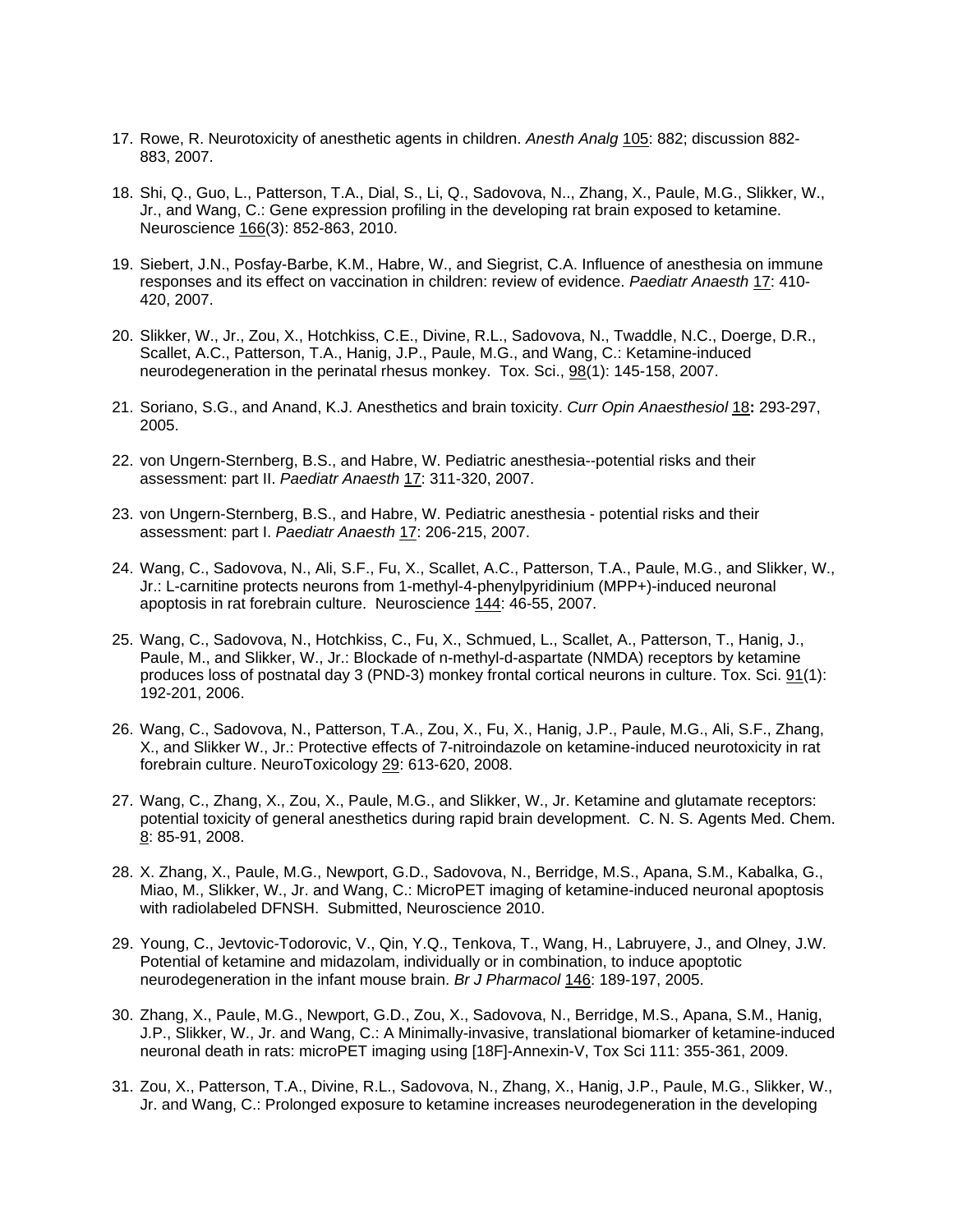17. Rowe, R. Neurotoxicity of anesthetic agents in children. *Anesth Analg* 105: 882; discussion 882-883, 2007.

18. Shi, Q., Guo, L., Patterson, T.A., Dial, S., Li, Q., Sadovova, N.., Zhang, X., Paule, M.G., Slikker, W., Jr., and Wang, C.: Gene expression profiling in the developing rat brain exposed to ketamine. Neuroscience 166(3): 852-863, 2010.

19. Siebert, J.N., Posfay-Barbe, K.M., Habre, W., and Siegrist, C.A. Influence of anesthesia on immune responses and its effect on vaccination in children: review of evidence. *Paediatr Anaesth* 17: 410-420, 2007.

20. Slikker, W., Jr., Zou, X., Hotchkiss, C.E., Divine, R.L., Sadovova, N., Twaddle, N.C., Doerge, D.R., Scallet, A.C., Patterson, T.A., Hanig, J.P., Paule, M.G., and Wang, C.: Ketamine-induced neurodegeneration in the perinatal rhesus monkey. Tox. Sci., 98(1): 145-158, 2007.

21. Soriano, S.G., and Anand, K.J. Anesthetics and brain toxicity. *Curr Opin Anaesthesiol* 18**:** 293-297, 2005.

22. von Ungern-Sternberg, B.S., and Habre, W. Pediatric anesthesia--potential risks and their assessment: part II. *Paediatr Anaesth* 17: 311-320, 2007.

23. von Ungern-Sternberg, B.S., and Habre, W. Pediatric anesthesia - potential risks and their assessment: part I. *Paediatr Anaesth* 17: 206-215, 2007.

24. Wang, C., Sadovova, N., Ali, S.F., Fu, X., Scallet, A.C., Patterson, T.A., Paule, M.G., and Slikker, W., Jr.: L-carnitine protects neurons from 1-methyl-4-phenylpyridinium (MPP+)-induced neuronal apoptosis in rat forebrain culture. Neuroscience 144: 46-55, 2007.

25. Wang, C., Sadovova, N., Hotchkiss, C., Fu, X., Schmued, L., Scallet, A., Patterson, T., Hanig, J., Paule, M., and Slikker, W., Jr.: Blockade of n-methyl-d-aspartate (NMDA) receptors by ketamine produces loss of postnatal day 3 (PND-3) monkey frontal cortical neurons in culture. Tox. Sci. 91(1): 192-201, 2006.

26. Wang, C., Sadovova, N., Patterson, T.A., Zou, X., Fu, X., Hanig, J.P., Paule, M.G., Ali, S.F., Zhang, X., and Slikker W., Jr.: Protective effects of 7-nitroindazole on ketamine-induced neurotoxicity in rat forebrain culture. NeuroToxicology 29: 613-620, 2008.

27. Wang, C., Zhang, X., Zou, X., Paule, M.G., and Slikker, W., Jr. Ketamine and glutamate receptors: potential toxicity of general anesthetics during rapid brain development. C. N. S. Agents Med. Chem. 8: 85-91, 2008.

28. X. Zhang, X., Paule, M.G., Newport, G.D., Sadovova, N., Berridge, M.S., Apana, S.M., Kabalka, G., Miao, M., Slikker, W., Jr. and Wang, C.: MicroPET imaging of ketamine-induced neuronal apoptosis with radiolabeled DFNSH. Submitted, Neuroscience 2010.

29. Young, C., Jevtovic-Todorovic, V., Qin, Y.Q., Tenkova, T., Wang, H., Labruyere, J., and Olney, J.W. Potential of ketamine and midazolam, individually or in combination, to induce apoptotic neurodegeneration in the infant mouse brain. *Br J Pharmacol* 146: 189-197, 2005.

30. Zhang, X., Paule, M.G., Newport, G.D., Zou, X., Sadovova, N., Berridge, M.S., Apana, S.M., Hanig, J.P., Slikker, W., Jr. and Wang, C.: A Minimally-invasive, translational biomarker of ketamine-induced neuronal death in rats: microPET imaging using [18F]-Annexin-V, Tox Sci 111: 355-361, 2009.

31. Zou, X., Patterson, T.A., Divine, R.L., Sadovova, N., Zhang, X., Hanig, J.P., Paule, M.G., Slikker, W., Jr. and Wang, C.: Prolonged exposure to ketamine increases neurodegeneration in the developing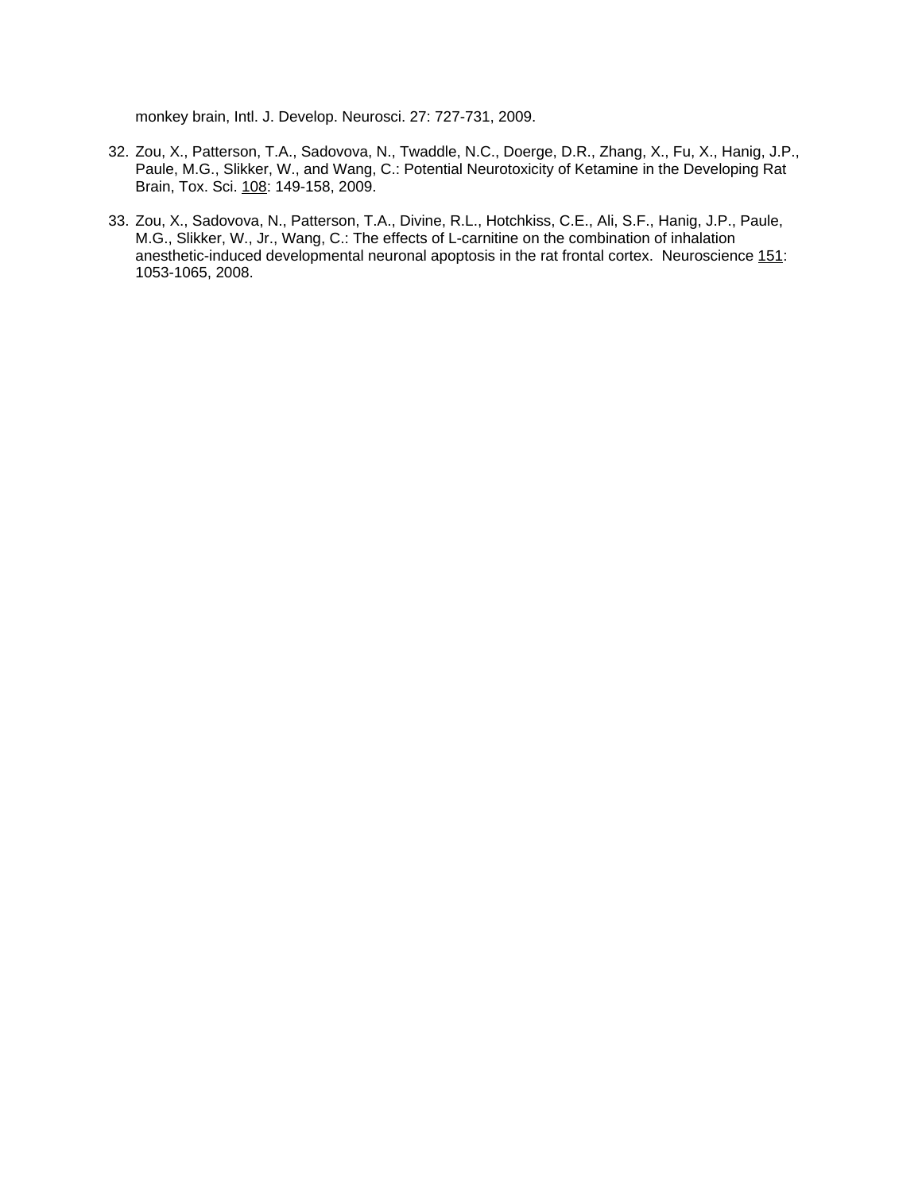monkey brain, Intl. J. Develop. Neurosci. 27: 727-731, 2009.

32. Zou, X., Patterson, T.A., Sadovova, N., Twaddle, N.C., Doerge, D.R., Zhang, X., Fu, X., Hanig, J.P., Paule, M.G., Slikker, W., and Wang, C.: Potential Neurotoxicity of Ketamine in the Developing Rat Brain, Tox. Sci. 108: 149-158, 2009.

33. Zou, X., Sadovova, N., Patterson, T.A., Divine, R.L., Hotchkiss, C.E., Ali, S.F., Hanig, J.P., Paule, M.G., Slikker, W., Jr., Wang, C.: The effects of L-carnitine on the combination of inhalation anesthetic-induced developmental neuronal apoptosis in the rat frontal cortex. Neuroscience 151: 1053-1065, 2008.